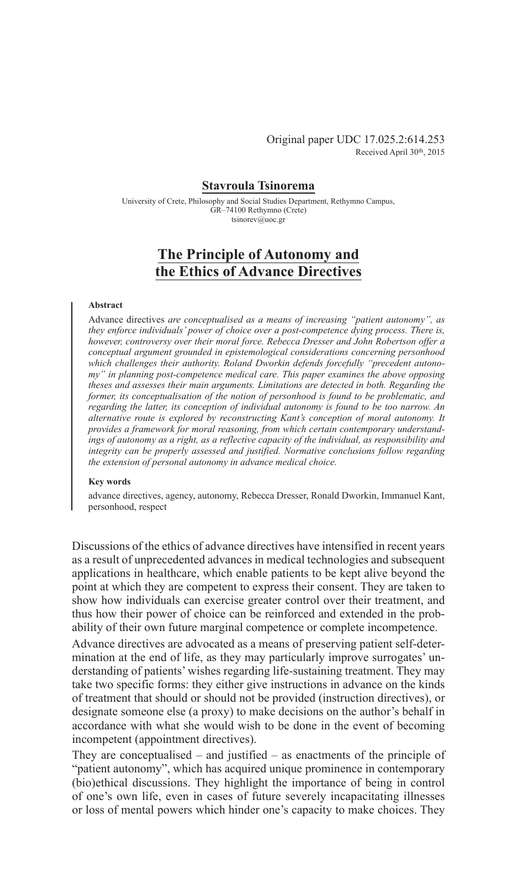Original paper UDC 17.025.2:614.253
Received April 30th, 2015

**Stavroula Tsinorema**

University of Crete, Philosophy and Social Studies Department, Rethymno Campus, GR–74100 Rethymno (Crete)
tsinorev@uoc.gr

# The Principle of Autonomy and the Ethics of Advance Directives

### Abstract

Advance directives *are conceptualised as a means of increasing "patient autonomy", as they enforce individuals' power of choice over a post-competence dying process. There is, however, controversy over their moral force. Rebecca Dresser and John Robertson offer a conceptual argument grounded in epistemological considerations concerning personhood which challenges their authority. Roland Dworkin defends forcefully "precedent autonomy" in planning post-competence medical care. This paper examines the above opposing theses and assesses their main arguments. Limitations are detected in both. Regarding the former, its conceptualisation of the notion of personhood is found to be problematic, and regarding the latter, its conception of individual autonomy is found to be too narrow. An alternative route is explored by reconstructing Kant's conception of moral autonomy. It provides a framework for moral reasoning, from which certain contemporary understandings of autonomy as a right, as a reflective capacity of the individual, as responsibility and integrity can be properly assessed and justified. Normative conclusions follow regarding the extension of personal autonomy in advance medical choice.*

### Key words

advance directives, agency, autonomy, Rebecca Dresser, Ronald Dworkin, Immanuel Kant, personhood, respect

Discussions of the ethics of advance directives have intensified in recent years as a result of unprecedented advances in medical technologies and subsequent applications in healthcare, which enable patients to be kept alive beyond the point at which they are competent to express their consent. They are taken to show how individuals can exercise greater control over their treatment, and thus how their power of choice can be reinforced and extended in the probability of their own future marginal competence or complete incompetence.

Advance directives are advocated as a means of preserving patient self-determination at the end of life, as they may particularly improve surrogates' understanding of patients' wishes regarding life-sustaining treatment. They may take two specific forms: they either give instructions in advance on the kinds of treatment that should or should not be provided (instruction directives), or designate someone else (a proxy) to make decisions on the author's behalf in accordance with what she would wish to be done in the event of becoming incompetent (appointment directives).

They are conceptualised – and justified – as enactments of the principle of "patient autonomy", which has acquired unique prominence in contemporary (bio)ethical discussions. They highlight the importance of being in control of one's own life, even in cases of future severely incapacitating illnesses or loss of mental powers which hinder one's capacity to make choices. They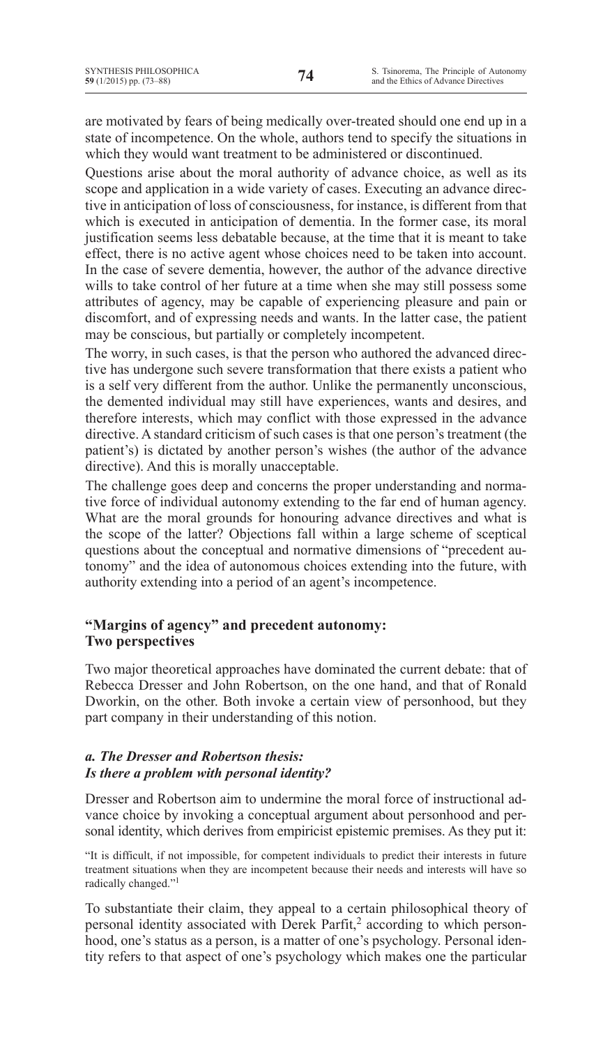are motivated by fears of being medically over-treated should one end up in a state of incompetence. On the whole, authors tend to specify the situations in which they would want treatment to be administered or discontinued.

Questions arise about the moral authority of advance choice, as well as its scope and application in a wide variety of cases. Executing an advance directive in anticipation of loss of consciousness, for instance, is different from that which is executed in anticipation of dementia. In the former case, its moral justification seems less debatable because, at the time that it is meant to take effect, there is no active agent whose choices need to be taken into account. In the case of severe dementia, however, the author of the advance directive wills to take control of her future at a time when she may still possess some attributes of agency, may be capable of experiencing pleasure and pain or discomfort, and of expressing needs and wants. In the latter case, the patient may be conscious, but partially or completely incompetent.

The worry, in such cases, is that the person who authored the advanced directive has undergone such severe transformation that there exists a patient who is a self very different from the author. Unlike the permanently unconscious, the demented individual may still have experiences, wants and desires, and therefore interests, which may conflict with those expressed in the advance directive. A standard criticism of such cases is that one person's treatment (the patient's) is dictated by another person's wishes (the author of the advance directive). And this is morally unacceptable.

The challenge goes deep and concerns the proper understanding and normative force of individual autonomy extending to the far end of human agency. What are the moral grounds for honouring advance directives and what is the scope of the latter? Objections fall within a large scheme of sceptical questions about the conceptual and normative dimensions of "precedent autonomy" and the idea of autonomous choices extending into the future, with authority extending into a period of an agent's incompetence.

## "Margins of agency" and precedent autonomy: Two perspectives

Two major theoretical approaches have dominated the current debate: that of Rebecca Dresser and John Robertson, on the one hand, and that of Ronald Dworkin, on the other. Both invoke a certain view of personhood, but they part company in their understanding of this notion.

### *a. The Dresser and Robertson thesis: Is there a problem with personal identity?*

Dresser and Robertson aim to undermine the moral force of instructional advance choice by invoking a conceptual argument about personhood and personal identity, which derives from empiricist epistemic premises. As they put it:

> "It is difficult, if not impossible, for competent individuals to predict their interests in future treatment situations when they are incompetent because their needs and interests will have so radically changed."[1]

To substantiate their claim, they appeal to a certain philosophical theory of personal identity associated with Derek Parfit,[2] according to which personhood, one's status as a person, is a matter of one's psychology. Personal identity refers to that aspect of one's psychology which makes one the particular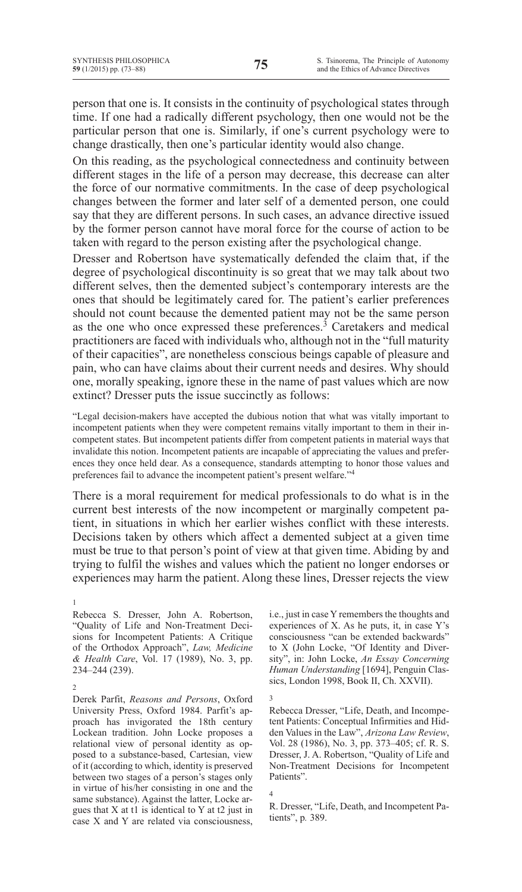person that one is. It consists in the continuity of psychological states through time. If one had a radically different psychology, then one would not be the particular person that one is. Similarly, if one's current psychology were to change drastically, then one's particular identity would also change.

On this reading, as the psychological connectedness and continuity between different stages in the life of a person may decrease, this decrease can alter the force of our normative commitments. In the case of deep psychological changes between the former and later self of a demented person, one could say that they are different persons. In such cases, an advance directive issued by the former person cannot have moral force for the course of action to be taken with regard to the person existing after the psychological change.

Dresser and Robertson have systematically defended the claim that, if the degree of psychological discontinuity is so great that we may talk about two different selves, then the demented subject's contemporary interests are the ones that should be legitimately cared for. The patient's earlier preferences should not count because the demented patient may not be the same person as the one who once expressed these preferences.[3] Caretakers and medical practitioners are faced with individuals who, although not in the "full maturity of their capacities", are nonetheless conscious beings capable of pleasure and pain, who can have claims about their current needs and desires. Why should one, morally speaking, ignore these in the name of past values which are now extinct? Dresser puts the issue succinctly as follows:

> "Legal decision-makers have accepted the dubious notion that what was vitally important to incompetent patients when they were competent remains vitally important to them in their incompetent states. But incompetent patients differ from competent patients in material ways that invalidate this notion. Incompetent patients are incapable of appreciating the values and preferences they once held dear. As a consequence, standards attempting to honor those values and preferences fail to advance the incompetent patient's present welfare."[4]

There is a moral requirement for medical professionals to do what is in the current best interests of the now incompetent or marginally competent patient, in situations in which her earlier wishes conflict with these interests. Decisions taken by others which affect a demented subject at a given time must be true to that person's point of view at that given time. Abiding by and trying to fulfil the wishes and values which the patient no longer endorses or experiences may harm the patient. Along these lines, Dresser rejects the view

---

1 Rebecca S. Dresser, John A. Robertson, "Quality of Life and Non-Treatment Decisions for Incompetent Patients: A Critique of the Orthodox Approach", *Law, Medicine & Health Care*, Vol. 17 (1989), No. 3, pp. 234–244 (239).

2 Derek Parfit, *Reasons and Persons*, Oxford University Press, Oxford 1984. Parfit's approach has invigorated the 18th century Lockean tradition. John Locke proposes a relational view of personal identity as opposed to a substance-based, Cartesian, view of it (according to which, identity is preserved between two stages of a person's stages only in virtue of his/her consisting in one and the same substance). Against the latter, Locke argues that X at t1 is identical to Y at t2 just in case X and Y are related via consciousness, i.e., just in case Y remembers the thoughts and experiences of X. As he puts it, in case Y's consciousness "can be extended backwards" to X (John Locke, "Of Identity and Diversity", in: John Locke, *An Essay Concerning Human Understanding* [1694], Penguin Classics, London 1998, Book II, Ch. XXVII).

3 Rebecca Dresser, "Life, Death, and Incompetent Patients: Conceptual Infirmities and Hidden Values in the Law", *Arizona Law Review*, Vol. 28 (1986), No. 3, pp. 373–405; cf. R. S. Dresser, J. A. Robertson, "Quality of Life and Non-Treatment Decisions for Incompetent Patients".

4 R. Dresser, "Life, Death, and Incompetent Patients", p. 389.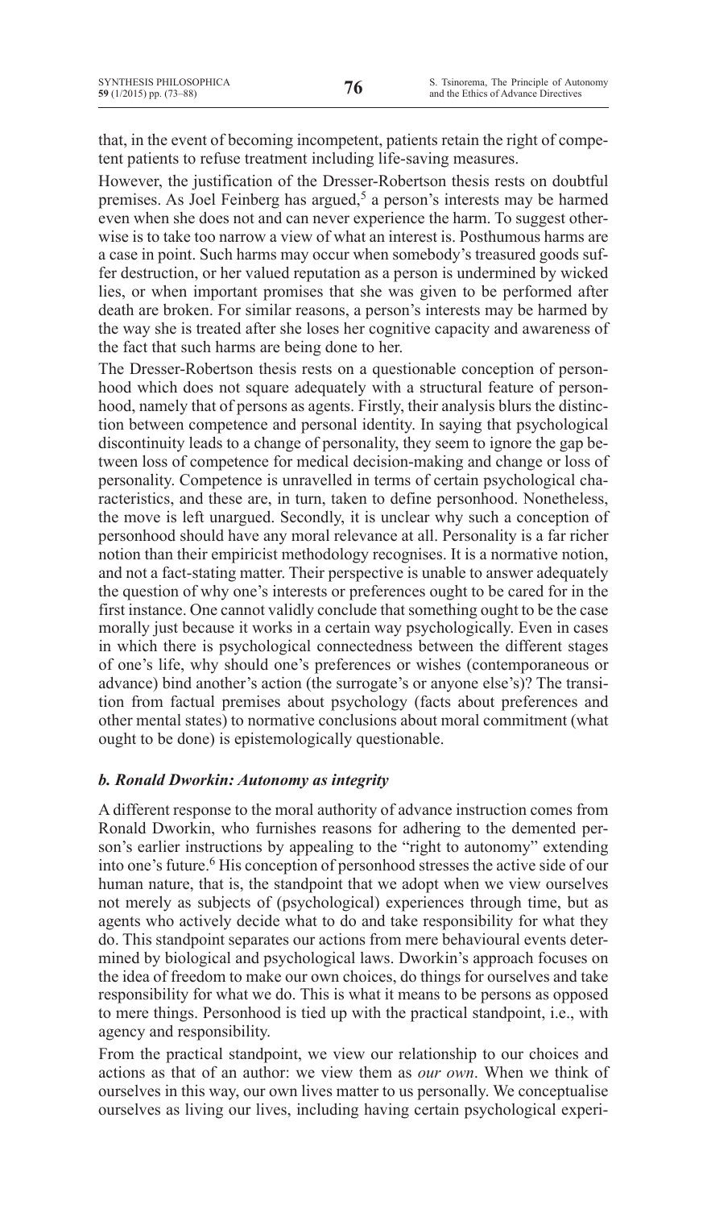that, in the event of becoming incompetent, patients retain the right of competent patients to refuse treatment including life-saving measures.

However, the justification of the Dresser-Robertson thesis rests on doubtful premises. As Joel Feinberg has argued,[5] a person's interests may be harmed even when she does not and can never experience the harm. To suggest otherwise is to take too narrow a view of what an interest is. Posthumous harms are a case in point. Such harms may occur when somebody's treasured goods suffer destruction, or her valued reputation as a person is undermined by wicked lies, or when important promises that she was given to be performed after death are broken. For similar reasons, a person's interests may be harmed by the way she is treated after she loses her cognitive capacity and awareness of the fact that such harms are being done to her.

The Dresser-Robertson thesis rests on a questionable conception of personhood which does not square adequately with a structural feature of personhood, namely that of persons as agents. Firstly, their analysis blurs the distinction between competence and personal identity. In saying that psychological discontinuity leads to a change of personality, they seem to ignore the gap between loss of competence for medical decision-making and change or loss of personality. Competence is unravelled in terms of certain psychological characteristics, and these are, in turn, taken to define personhood. Nonetheless, the move is left unargued. Secondly, it is unclear why such a conception of personhood should have any moral relevance at all. Personality is a far richer notion than their empiricist methodology recognises. It is a normative notion, and not a fact-stating matter. Their perspective is unable to answer adequately the question of why one's interests or preferences ought to be cared for in the first instance. One cannot validly conclude that something ought to be the case morally just because it works in a certain way psychologically. Even in cases in which there is psychological connectedness between the different stages of one's life, why should one's preferences or wishes (contemporaneous or advance) bind another's action (the surrogate's or anyone else's)? The transition from factual premises about psychology (facts about preferences and other mental states) to normative conclusions about moral commitment (what ought to be done) is epistemologically questionable.

### *b. Ronald Dworkin: Autonomy as integrity*

A different response to the moral authority of advance instruction comes from Ronald Dworkin, who furnishes reasons for adhering to the demented person's earlier instructions by appealing to the "right to autonomy" extending into one's future.[6] His conception of personhood stresses the active side of our human nature, that is, the standpoint that we adopt when we view ourselves not merely as subjects of (psychological) experiences through time, but as agents who actively decide what to do and take responsibility for what they do. This standpoint separates our actions from mere behavioural events determined by biological and psychological laws. Dworkin's approach focuses on the idea of freedom to make our own choices, do things for ourselves and take responsibility for what we do. This is what it means to be persons as opposed to mere things. Personhood is tied up with the practical standpoint, i.e., with agency and responsibility.

From the practical standpoint, we view our relationship to our choices and actions as that of an author: we view them as *our own*. When we think of ourselves in this way, our own lives matter to us personally. We conceptualise ourselves as living our lives, including having certain psychological experi-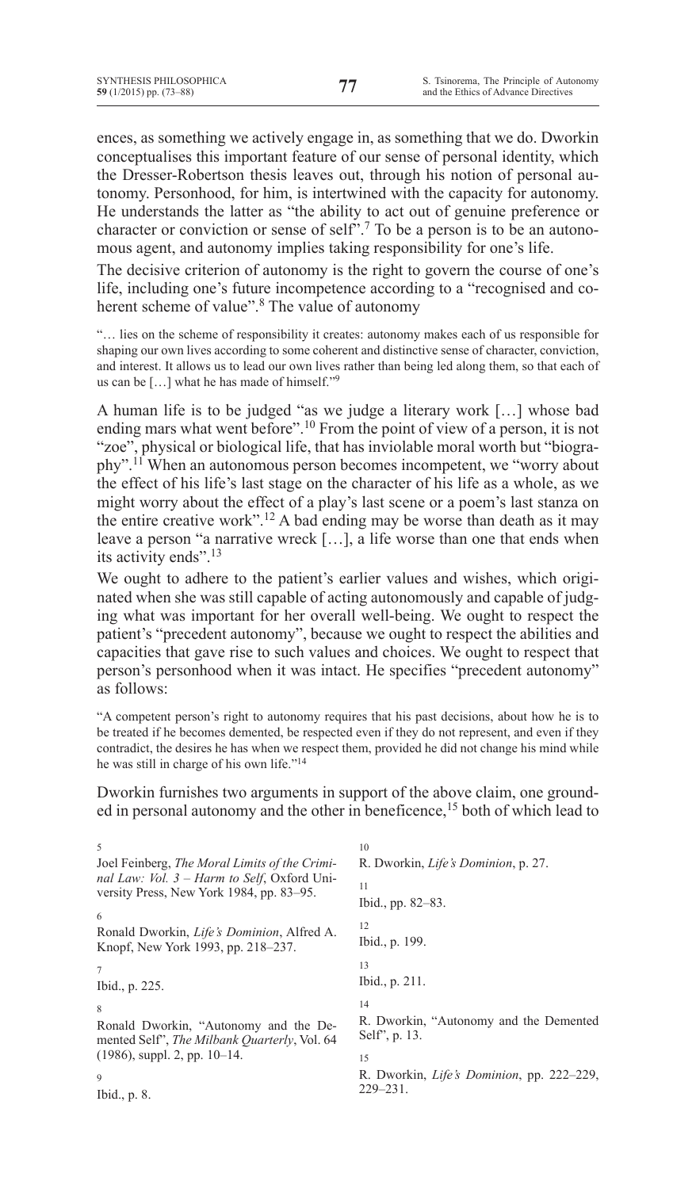ences, as something we actively engage in, as something that we do. Dworkin conceptualises this important feature of our sense of personal identity, which the Dresser-Robertson thesis leaves out, through his notion of personal autonomy. Personhood, for him, is intertwined with the capacity for autonomy. He understands the latter as "the ability to act out of genuine preference or character or conviction or sense of self".[7] To be a person is to be an autonomous agent, and autonomy implies taking responsibility for one's life.

The decisive criterion of autonomy is the right to govern the course of one's life, including one's future incompetence according to a "recognised and coherent scheme of value".[8] The value of autonomy

> "… lies on the scheme of responsibility it creates: autonomy makes each of us responsible for shaping our own lives according to some coherent and distinctive sense of character, conviction, and interest. It allows us to lead our own lives rather than being led along them, so that each of us can be […] what he has made of himself."[9]

A human life is to be judged "as we judge a literary work […] whose bad ending mars what went before".[10] From the point of view of a person, it is not "zoe", physical or biological life, that has inviolable moral worth but "biography".[11] When an autonomous person becomes incompetent, we "worry about the effect of his life's last stage on the character of his life as a whole, as we might worry about the effect of a play's last scene or a poem's last stanza on the entire creative work".[12] A bad ending may be worse than death as it may leave a person "a narrative wreck […], a life worse than one that ends when its activity ends".[13]

We ought to adhere to the patient's earlier values and wishes, which originated when she was still capable of acting autonomously and capable of judging what was important for her overall well-being. We ought to respect the patient's "precedent autonomy", because we ought to respect the abilities and capacities that gave rise to such values and choices. We ought to respect that person's personhood when it was intact. He specifies "precedent autonomy" as follows:

> "A competent person's right to autonomy requires that his past decisions, about how he is to be treated if he becomes demented, be respected even if they do not represent, and even if they contradict, the desires he has when we respect them, provided he did not change his mind while he was still in charge of his own life."[14]

Dworkin furnishes two arguments in support of the above claim, one grounded in personal autonomy and the other in beneficence,[15] both of which lead to

---

5 Joel Feinberg, *The Moral Limits of the Criminal Law: Vol. 3 – Harm to Self*, Oxford University Press, New York 1984, pp. 83–95.

6 Ronald Dworkin, *Life's Dominion*, Alfred A. Knopf, New York 1993, pp. 218–237.

7 Ibid., p. 225.

8 Ronald Dworkin, "Autonomy and the Demented Self", *The Milbank Quarterly*, Vol. 64 (1986), suppl. 2, pp. 10–14.

9 Ibid., p. 8.

10 R. Dworkin, *Life's Dominion*, p. 27.

11 Ibid., pp. 82–83.

12 Ibid., p. 199.

13 Ibid., p. 211.

14 R. Dworkin, "Autonomy and the Demented Self", p. 13.

15 R. Dworkin, *Life's Dominion*, pp. 222–229, 229–231.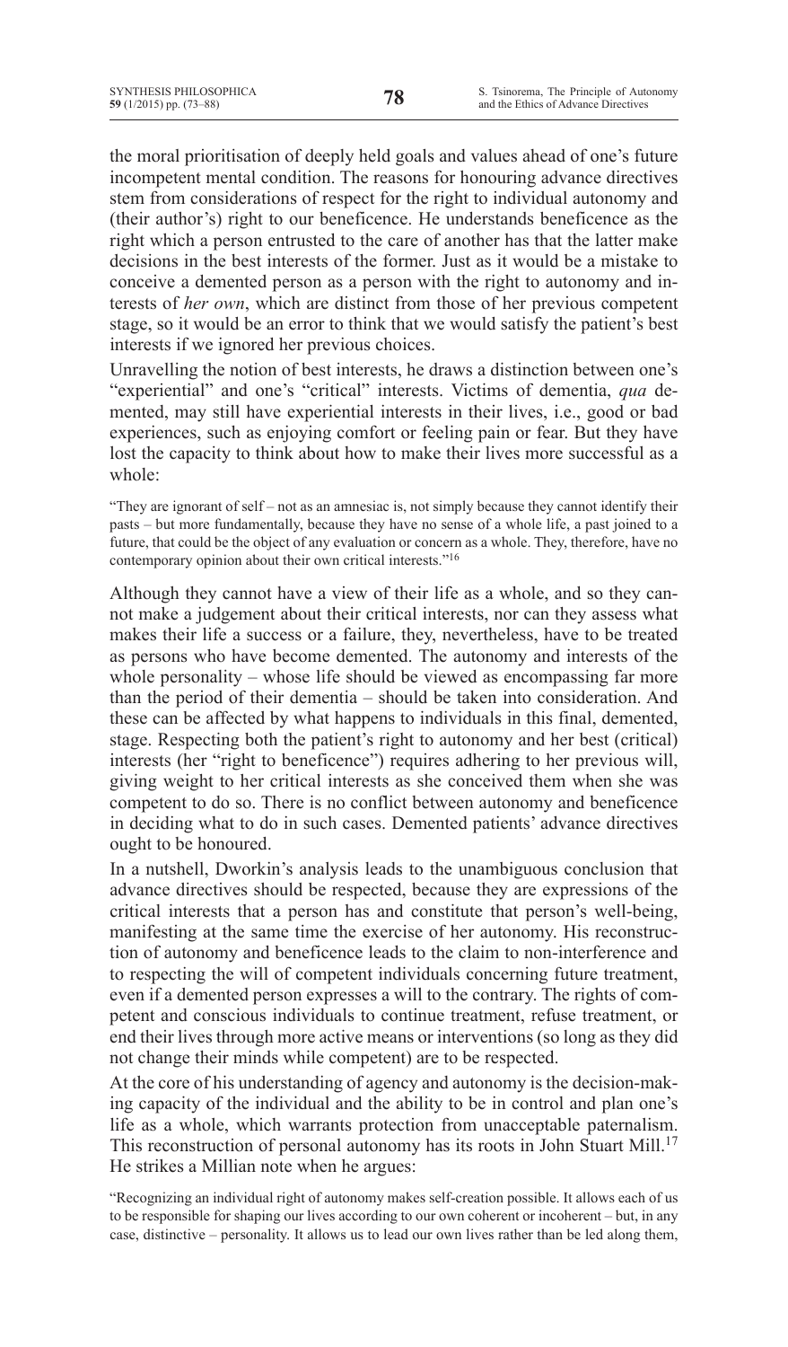the moral prioritisation of deeply held goals and values ahead of one's future incompetent mental condition. The reasons for honouring advance directives stem from considerations of respect for the right to individual autonomy and (their author's) right to our beneficence. He understands beneficence as the right which a person entrusted to the care of another has that the latter make decisions in the best interests of the former. Just as it would be a mistake to conceive a demented person as a person with the right to autonomy and interests of *her own*, which are distinct from those of her previous competent stage, so it would be an error to think that we would satisfy the patient's best interests if we ignored her previous choices.

Unravelling the notion of best interests, he draws a distinction between one's "experiential" and one's "critical" interests. Victims of dementia, *qua* demented, may still have experiential interests in their lives, i.e., good or bad experiences, such as enjoying comfort or feeling pain or fear. But they have lost the capacity to think about how to make their lives more successful as a whole:

> "They are ignorant of self – not as an amnesiac is, not simply because they cannot identify their pasts – but more fundamentally, because they have no sense of a whole life, a past joined to a future, that could be the object of any evaluation or concern as a whole. They, therefore, have no contemporary opinion about their own critical interests."[16]

Although they cannot have a view of their life as a whole, and so they cannot make a judgement about their critical interests, nor can they assess what makes their life a success or a failure, they, nevertheless, have to be treated as persons who have become demented. The autonomy and interests of the whole personality – whose life should be viewed as encompassing far more than the period of their dementia – should be taken into consideration. And these can be affected by what happens to individuals in this final, demented, stage. Respecting both the patient's right to autonomy and her best (critical) interests (her "right to beneficence") requires adhering to her previous will, giving weight to her critical interests as she conceived them when she was competent to do so. There is no conflict between autonomy and beneficence in deciding what to do in such cases. Demented patients' advance directives ought to be honoured.

In a nutshell, Dworkin's analysis leads to the unambiguous conclusion that advance directives should be respected, because they are expressions of the critical interests that a person has and constitute that person's well-being, manifesting at the same time the exercise of her autonomy. His reconstruction of autonomy and beneficence leads to the claim to non-interference and to respecting the will of competent individuals concerning future treatment, even if a demented person expresses a will to the contrary. The rights of competent and conscious individuals to continue treatment, refuse treatment, or end their lives through more active means or interventions (so long as they did not change their minds while competent) are to be respected.

At the core of his understanding of agency and autonomy is the decision-making capacity of the individual and the ability to be in control and plan one's life as a whole, which warrants protection from unacceptable paternalism. This reconstruction of personal autonomy has its roots in John Stuart Mill.[17] He strikes a Millian note when he argues:

> "Recognizing an individual right of autonomy makes self-creation possible. It allows each of us to be responsible for shaping our lives according to our own coherent or incoherent – but, in any case, distinctive – personality. It allows us to lead our own lives rather than be led along them,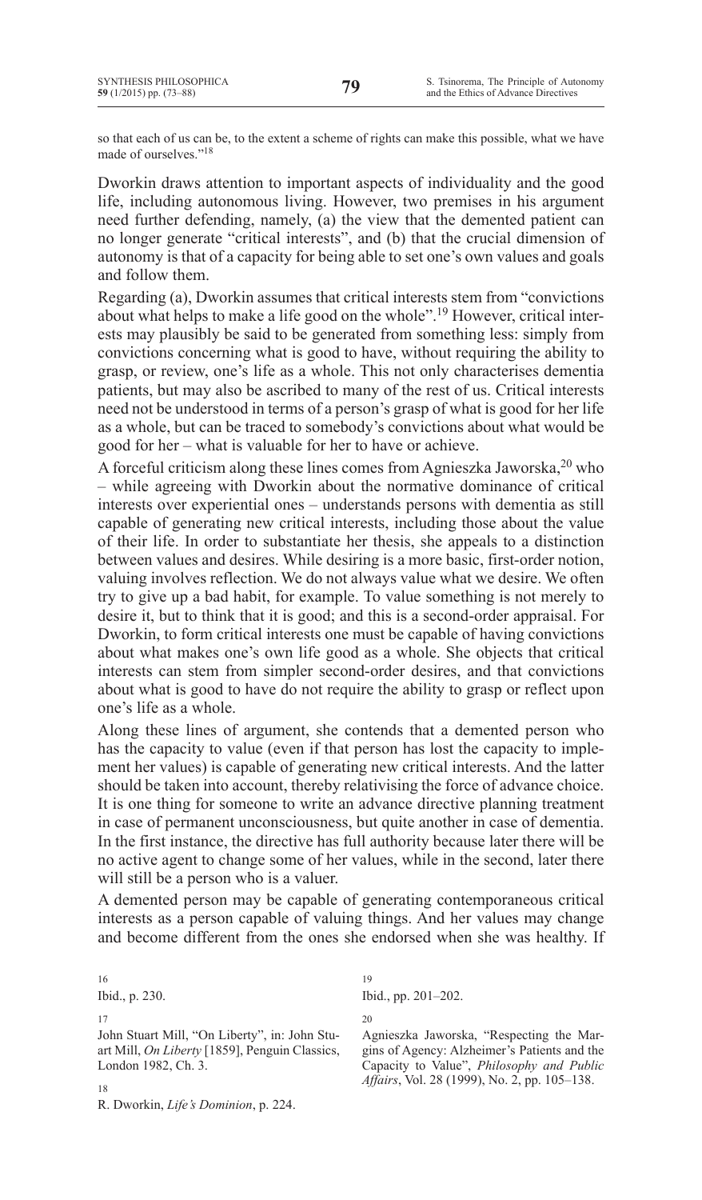so that each of us can be, to the extent a scheme of rights can make this possible, what we have made of ourselves."[18]

Dworkin draws attention to important aspects of individuality and the good life, including autonomous living. However, two premises in his argument need further defending, namely, (a) the view that the demented patient can no longer generate "critical interests", and (b) that the crucial dimension of autonomy is that of a capacity for being able to set one's own values and goals and follow them.

Regarding (a), Dworkin assumes that critical interests stem from "convictions about what helps to make a life good on the whole".[19] However, critical interests may plausibly be said to be generated from something less: simply from convictions concerning what is good to have, without requiring the ability to grasp, or review, one's life as a whole. This not only characterises dementia patients, but may also be ascribed to many of the rest of us. Critical interests need not be understood in terms of a person's grasp of what is good for her life as a whole, but can be traced to somebody's convictions about what would be good for her – what is valuable for her to have or achieve.

A forceful criticism along these lines comes from Agnieszka Jaworska,[20] who – while agreeing with Dworkin about the normative dominance of critical interests over experiential ones – understands persons with dementia as still capable of generating new critical interests, including those about the value of their life. In order to substantiate her thesis, she appeals to a distinction between values and desires. While desiring is a more basic, first-order notion, valuing involves reflection. We do not always value what we desire. We often try to give up a bad habit, for example. To value something is not merely to desire it, but to think that it is good; and this is a second-order appraisal. For Dworkin, to form critical interests one must be capable of having convictions about what makes one's own life good as a whole. She objects that critical interests can stem from simpler second-order desires, and that convictions about what is good to have do not require the ability to grasp or reflect upon one's life as a whole.

Along these lines of argument, she contends that a demented person who has the capacity to value (even if that person has lost the capacity to implement her values) is capable of generating new critical interests. And the latter should be taken into account, thereby relativising the force of advance choice. It is one thing for someone to write an advance directive planning treatment in case of permanent unconsciousness, but quite another in case of dementia. In the first instance, the directive has full authority because later there will be no active agent to change some of her values, while in the second, later there will still be a person who is a valuer.

A demented person may be capable of generating contemporaneous critical interests as a person capable of valuing things. And her values may change and become different from the ones she endorsed when she was healthy. If

---

16 Ibid., p. 230.

17 John Stuart Mill, "On Liberty", in: John Stuart Mill, *On Liberty* [1859], Penguin Classics, London 1982, Ch. 3.

18 R. Dworkin, *Life's Dominion*, p. 224.

19 Ibid., pp. 201–202.

20 Agnieszka Jaworska, "Respecting the Margins of Agency: Alzheimer's Patients and the Capacity to Value", *Philosophy and Public Affairs*, Vol. 28 (1999), No. 2, pp. 105–138.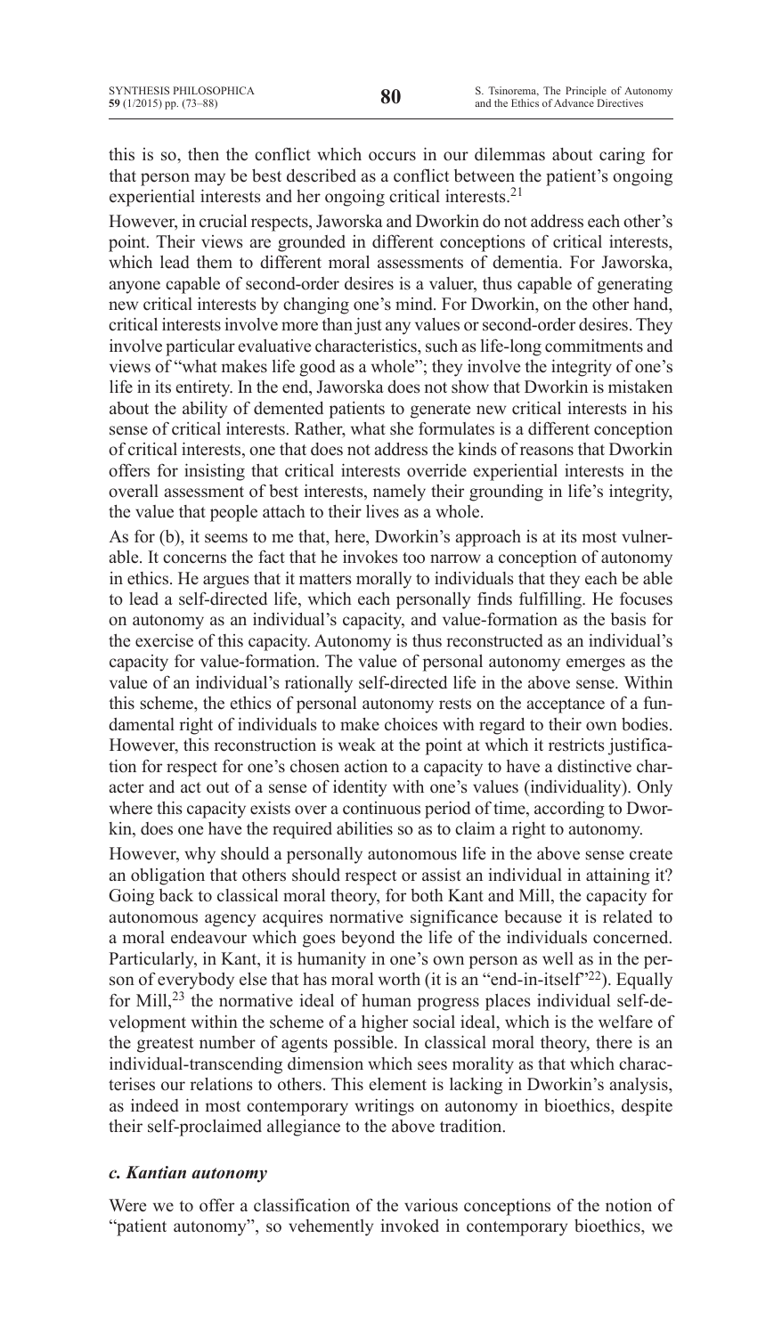this is so, then the conflict which occurs in our dilemmas about caring for that person may be best described as a conflict between the patient's ongoing experiential interests and her ongoing critical interests.[21]

However, in crucial respects, Jaworska and Dworkin do not address each other's point. Their views are grounded in different conceptions of critical interests, which lead them to different moral assessments of dementia. For Jaworska, anyone capable of second-order desires is a valuer, thus capable of generating new critical interests by changing one's mind. For Dworkin, on the other hand, critical interests involve more than just any values or second-order desires. They involve particular evaluative characteristics, such as life-long commitments and views of "what makes life good as a whole"; they involve the integrity of one's life in its entirety. In the end, Jaworska does not show that Dworkin is mistaken about the ability of demented patients to generate new critical interests in his sense of critical interests. Rather, what she formulates is a different conception of critical interests, one that does not address the kinds of reasons that Dworkin offers for insisting that critical interests override experiential interests in the overall assessment of best interests, namely their grounding in life's integrity, the value that people attach to their lives as a whole.

As for (b), it seems to me that, here, Dworkin's approach is at its most vulnerable. It concerns the fact that he invokes too narrow a conception of autonomy in ethics. He argues that it matters morally to individuals that they each be able to lead a self-directed life, which each personally finds fulfilling. He focuses on autonomy as an individual's capacity, and value-formation as the basis for the exercise of this capacity. Autonomy is thus reconstructed as an individual's capacity for value-formation. The value of personal autonomy emerges as the value of an individual's rationally self-directed life in the above sense. Within this scheme, the ethics of personal autonomy rests on the acceptance of a fundamental right of individuals to make choices with regard to their own bodies. However, this reconstruction is weak at the point at which it restricts justification for respect for one's chosen action to a capacity to have a distinctive character and act out of a sense of identity with one's values (individuality). Only where this capacity exists over a continuous period of time, according to Dworkin, does one have the required abilities so as to claim a right to autonomy.

However, why should a personally autonomous life in the above sense create an obligation that others should respect or assist an individual in attaining it? Going back to classical moral theory, for both Kant and Mill, the capacity for autonomous agency acquires normative significance because it is related to a moral endeavour which goes beyond the life of the individuals concerned. Particularly, in Kant, it is humanity in one's own person as well as in the person of everybody else that has moral worth (it is an "end-in-itself"[22]). Equally for Mill,[23] the normative ideal of human progress places individual self-development within the scheme of a higher social ideal, which is the welfare of the greatest number of agents possible. In classical moral theory, there is an individual-transcending dimension which sees morality as that which characterises our relations to others. This element is lacking in Dworkin's analysis, as indeed in most contemporary writings on autonomy in bioethics, despite their self-proclaimed allegiance to the above tradition.

#### *c. Kantian autonomy*

Were we to offer a classification of the various conceptions of the notion of "patient autonomy", so vehemently invoked in contemporary bioethics, we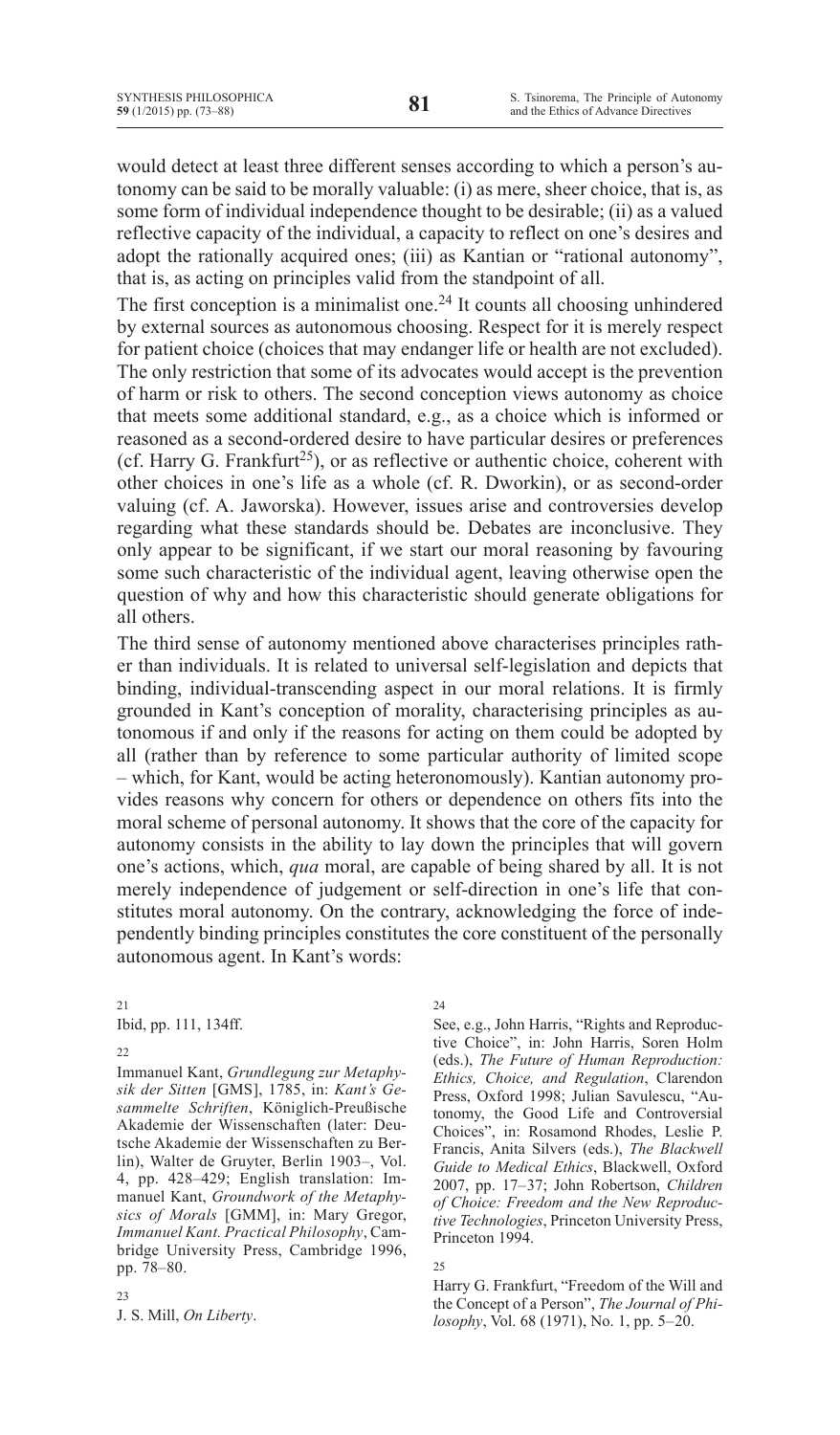would detect at least three different senses according to which a person's autonomy can be said to be morally valuable: (i) as mere, sheer choice, that is, as some form of individual independence thought to be desirable; (ii) as a valued reflective capacity of the individual, a capacity to reflect on one's desires and adopt the rationally acquired ones; (iii) as Kantian or "rational autonomy", that is, as acting on principles valid from the standpoint of all.

The first conception is a minimalist one.[24] It counts all choosing unhindered by external sources as autonomous choosing. Respect for it is merely respect for patient choice (choices that may endanger life or health are not excluded). The only restriction that some of its advocates would accept is the prevention of harm or risk to others. The second conception views autonomy as choice that meets some additional standard, e.g., as a choice which is informed or reasoned as a second-ordered desire to have particular desires or preferences (cf. Harry G. Frankfurt[25]), or as reflective or authentic choice, coherent with other choices in one's life as a whole (cf. R. Dworkin), or as second-order valuing (cf. A. Jaworska). However, issues arise and controversies develop regarding what these standards should be. Debates are inconclusive. They only appear to be significant, if we start our moral reasoning by favouring some such characteristic of the individual agent, leaving otherwise open the question of why and how this characteristic should generate obligations for all others.

The third sense of autonomy mentioned above characterises principles rather than individuals. It is related to universal self-legislation and depicts that binding, individual-transcending aspect in our moral relations. It is firmly grounded in Kant's conception of morality, characterising principles as autonomous if and only if the reasons for acting on them could be adopted by all (rather than by reference to some particular authority of limited scope – which, for Kant, would be acting heteronomously). Kantian autonomy provides reasons why concern for others or dependence on others fits into the moral scheme of personal autonomy. It shows that the core of the capacity for autonomy consists in the ability to lay down the principles that will govern one's actions, which, *qua* moral, are capable of being shared by all. It is not merely independence of judgement or self-direction in one's life that constitutes moral autonomy. On the contrary, acknowledging the force of independently binding principles constitutes the core constituent of the personally autonomous agent. In Kant's words:

---

21 Ibid, pp. 111, 134ff.

22 Immanuel Kant, *Grundlegung zur Metaphysik der Sitten* [GMS], 1785, in: *Kant's Gesammelte Schriften*, Königlich-Preußische Akademie der Wissenschaften (later: Deutsche Akademie der Wissenschaften zu Berlin), Walter de Gruyter, Berlin 1903–, Vol. 4, pp. 428–429; English translation: Immanuel Kant, *Groundwork of the Metaphysics of Morals* [GMM], in: Mary Gregor, *Immanuel Kant. Practical Philosophy*, Cambridge University Press, Cambridge 1996, pp. 78–80.

23 J. S. Mill, *On Liberty*.

24 See, e.g., John Harris, "Rights and Reproductive Choice", in: John Harris, Soren Holm (eds.), *The Future of Human Reproduction: Ethics, Choice, and Regulation*, Clarendon Press, Oxford 1998; Julian Savulescu, "Autonomy, the Good Life and Controversial Choices", in: Rosamond Rhodes, Leslie P. Francis, Anita Silvers (eds.), *The Blackwell Guide to Medical Ethics*, Blackwell, Oxford 2007, pp. 17–37; John Robertson, *Children of Choice: Freedom and the New Reproductive Technologies*, Princeton University Press, Princeton 1994.

25 Harry G. Frankfurt, "Freedom of the Will and the Concept of a Person", *The Journal of Philosophy*, Vol. 68 (1971), No. 1, pp. 5–20.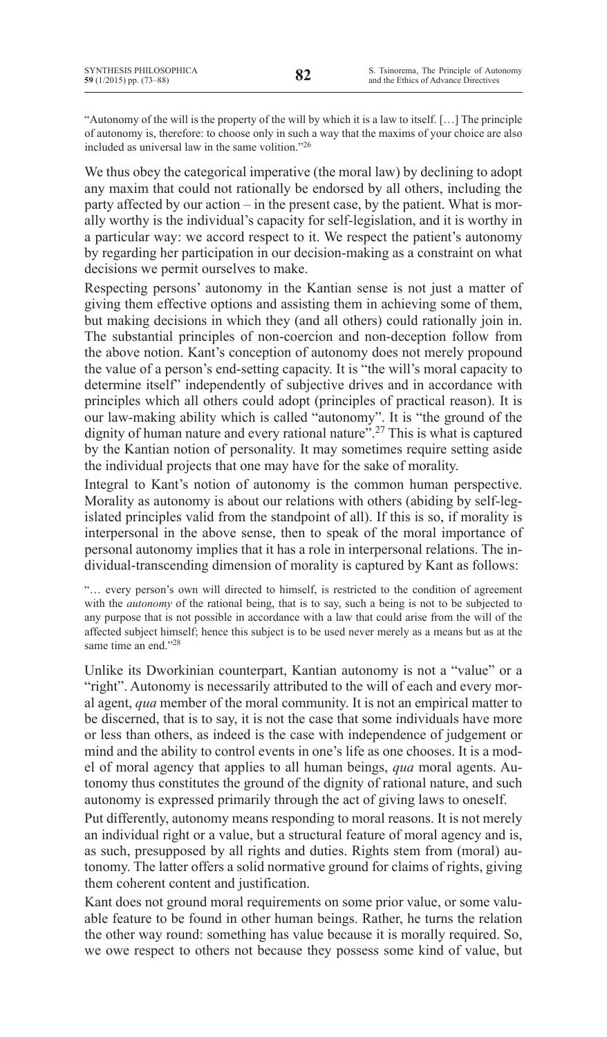"Autonomy of the will is the property of the will by which it is a law to itself. […] The principle of autonomy is, therefore: to choose only in such a way that the maxims of your choice are also included as universal law in the same volition."[26]

We thus obey the categorical imperative (the moral law) by declining to adopt any maxim that could not rationally be endorsed by all others, including the party affected by our action – in the present case, by the patient. What is morally worthy is the individual's capacity for self-legislation, and it is worthy in a particular way: we accord respect to it. We respect the patient's autonomy by regarding her participation in our decision-making as a constraint on what decisions we permit ourselves to make.

Respecting persons' autonomy in the Kantian sense is not just a matter of giving them effective options and assisting them in achieving some of them, but making decisions in which they (and all others) could rationally join in. The substantial principles of non-coercion and non-deception follow from the above notion. Kant's conception of autonomy does not merely propound the value of a person's end-setting capacity. It is "the will's moral capacity to determine itself" independently of subjective drives and in accordance with principles which all others could adopt (principles of practical reason). It is our law-making ability which is called "autonomy". It is "the ground of the dignity of human nature and every rational nature".[27] This is what is captured by the Kantian notion of personality. It may sometimes require setting aside the individual projects that one may have for the sake of morality.

Integral to Kant's notion of autonomy is the common human perspective. Morality as autonomy is about our relations with others (abiding by self-legislated principles valid from the standpoint of all). If this is so, if morality is interpersonal in the above sense, then to speak of the moral importance of personal autonomy implies that it has a role in interpersonal relations. The individual-transcending dimension of morality is captured by Kant as follows:

"… every person's own will directed to himself, is restricted to the condition of agreement with the *autonomy* of the rational being, that is to say, such a being is not to be subjected to any purpose that is not possible in accordance with a law that could arise from the will of the affected subject himself; hence this subject is to be used never merely as a means but as at the same time an end."[28]

Unlike its Dworkinian counterpart, Kantian autonomy is not a "value" or a "right". Autonomy is necessarily attributed to the will of each and every moral agent, *qua* member of the moral community. It is not an empirical matter to be discerned, that is to say, it is not the case that some individuals have more or less than others, as indeed is the case with independence of judgement or mind and the ability to control events in one's life as one chooses. It is a model of moral agency that applies to all human beings, *qua* moral agents. Autonomy thus constitutes the ground of the dignity of rational nature, and such autonomy is expressed primarily through the act of giving laws to oneself.

Put differently, autonomy means responding to moral reasons. It is not merely an individual right or a value, but a structural feature of moral agency and is, as such, presupposed by all rights and duties. Rights stem from (moral) autonomy. The latter offers a solid normative ground for claims of rights, giving them coherent content and justification.

Kant does not ground moral requirements on some prior value, or some valuable feature to be found in other human beings. Rather, he turns the relation the other way round: something has value because it is morally required. So, we owe respect to others not because they possess some kind of value, but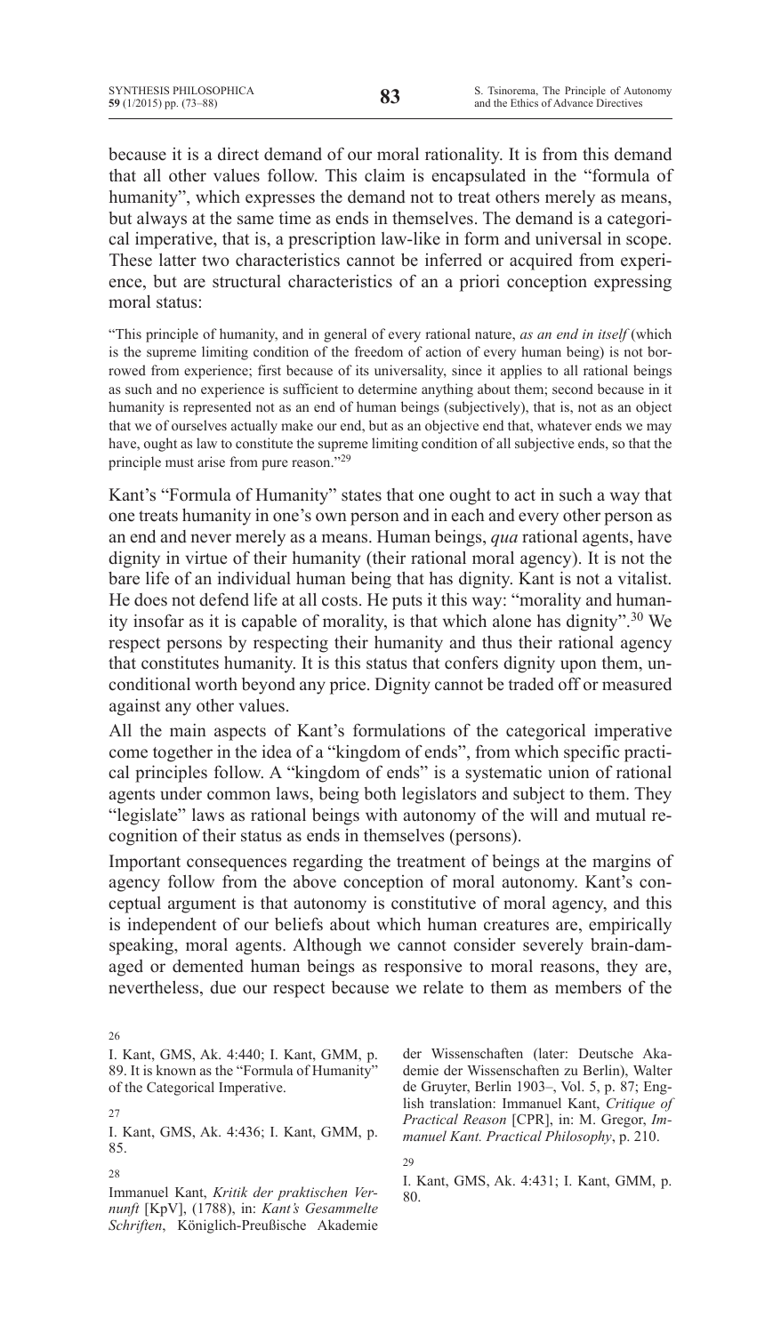because it is a direct demand of our moral rationality. It is from this demand that all other values follow. This claim is encapsulated in the "formula of humanity", which expresses the demand not to treat others merely as means, but always at the same time as ends in themselves. The demand is a categorical imperative, that is, a prescription law-like in form and universal in scope. These latter two characteristics cannot be inferred or acquired from experience, but are structural characteristics of an a priori conception expressing moral status:

> "This principle of humanity, and in general of every rational nature, *as an end in itself* (which is the supreme limiting condition of the freedom of action of every human being) is not borrowed from experience; first because of its universality, since it applies to all rational beings as such and no experience is sufficient to determine anything about them; second because in it humanity is represented not as an end of human beings (subjectively), that is, not as an object that we of ourselves actually make our end, but as an objective end that, whatever ends we may have, ought as law to constitute the supreme limiting condition of all subjective ends, so that the principle must arise from pure reason."[29]

Kant's "Formula of Humanity" states that one ought to act in such a way that one treats humanity in one's own person and in each and every other person as an end and never merely as a means. Human beings, *qua* rational agents, have dignity in virtue of their humanity (their rational moral agency). It is not the bare life of an individual human being that has dignity. Kant is not a vitalist. He does not defend life at all costs. He puts it this way: "morality and humanity insofar as it is capable of morality, is that which alone has dignity".[30] We respect persons by respecting their humanity and thus their rational agency that constitutes humanity. It is this status that confers dignity upon them, unconditional worth beyond any price. Dignity cannot be traded off or measured against any other values.

All the main aspects of Kant's formulations of the categorical imperative come together in the idea of a "kingdom of ends", from which specific practical principles follow. A "kingdom of ends" is a systematic union of rational agents under common laws, being both legislators and subject to them. They "legislate" laws as rational beings with autonomy of the will and mutual recognition of their status as ends in themselves (persons).

Important consequences regarding the treatment of beings at the margins of agency follow from the above conception of moral autonomy. Kant's conceptual argument is that autonomy is constitutive of moral agency, and this is independent of our beliefs about which human creatures are, empirically speaking, moral agents. Although we cannot consider severely brain-damaged or demented human beings as responsive to moral reasons, they are, nevertheless, due our respect because we relate to them as members of the

---

26
I. Kant, GMS, Ak. 4:440; I. Kant, GMM, p. 89. It is known as the "Formula of Humanity" of the Categorical Imperative.

27
I. Kant, GMS, Ak. 4:436; I. Kant, GMM, p. 85.

28
Immanuel Kant, *Kritik der praktischen Vernunft* [KpV], (1788), in: *Kant's Gesammelte Schriften*, Königlich-Preußische Akademie der Wissenschaften (later: Deutsche Akademie der Wissenschaften zu Berlin), Walter de Gruyter, Berlin 1903–, Vol. 5, p. 87; English translation: Immanuel Kant, *Critique of Practical Reason* [CPR], in: M. Gregor, *Immanuel Kant. Practical Philosophy*, p. 210.

29
I. Kant, GMS, Ak. 4:431; I. Kant, GMM, p. 80.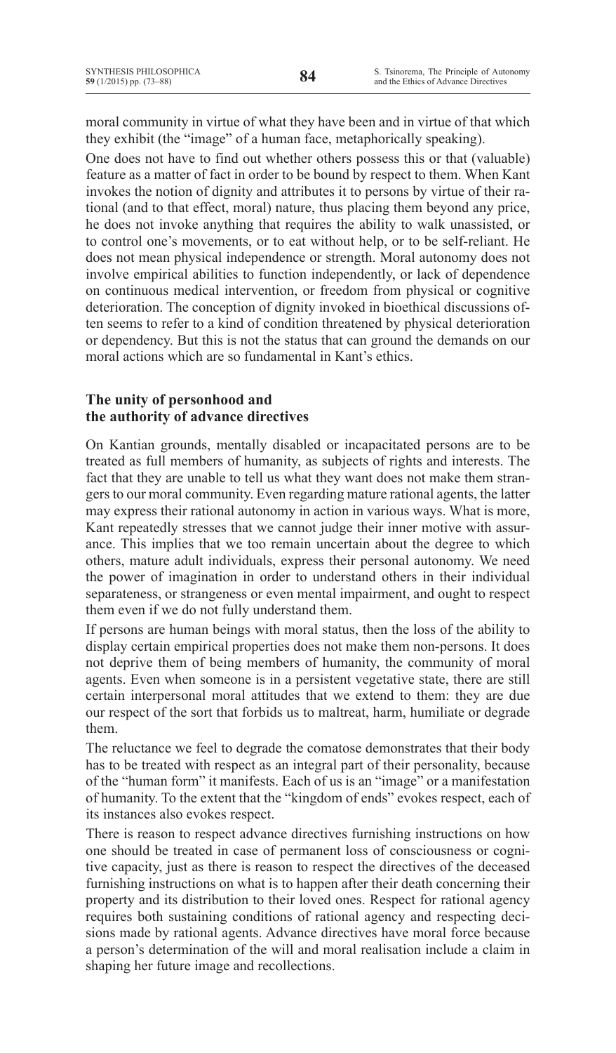moral community in virtue of what they have been and in virtue of that which they exhibit (the "image" of a human face, metaphorically speaking).

One does not have to find out whether others possess this or that (valuable) feature as a matter of fact in order to be bound by respect to them. When Kant invokes the notion of dignity and attributes it to persons by virtue of their rational (and to that effect, moral) nature, thus placing them beyond any price, he does not invoke anything that requires the ability to walk unassisted, or to control one's movements, or to eat without help, or to be self-reliant. He does not mean physical independence or strength. Moral autonomy does not involve empirical abilities to function independently, or lack of dependence on continuous medical intervention, or freedom from physical or cognitive deterioration. The conception of dignity invoked in bioethical discussions often seems to refer to a kind of condition threatened by physical deterioration or dependency. But this is not the status that can ground the demands on our moral actions which are so fundamental in Kant's ethics.

## The unity of personhood and the authority of advance directives

On Kantian grounds, mentally disabled or incapacitated persons are to be treated as full members of humanity, as subjects of rights and interests. The fact that they are unable to tell us what they want does not make them strangers to our moral community. Even regarding mature rational agents, the latter may express their rational autonomy in action in various ways. What is more, Kant repeatedly stresses that we cannot judge their inner motive with assurance. This implies that we too remain uncertain about the degree to which others, mature adult individuals, express their personal autonomy. We need the power of imagination in order to understand others in their individual separateness, or strangeness or even mental impairment, and ought to respect them even if we do not fully understand them.

If persons are human beings with moral status, then the loss of the ability to display certain empirical properties does not make them non-persons. It does not deprive them of being members of humanity, the community of moral agents. Even when someone is in a persistent vegetative state, there are still certain interpersonal moral attitudes that we extend to them: they are due our respect of the sort that forbids us to maltreat, harm, humiliate or degrade them.

The reluctance we feel to degrade the comatose demonstrates that their body has to be treated with respect as an integral part of their personality, because of the "human form" it manifests. Each of us is an "image" or a manifestation of humanity. To the extent that the "kingdom of ends" evokes respect, each of its instances also evokes respect.

There is reason to respect advance directives furnishing instructions on how one should be treated in case of permanent loss of consciousness or cognitive capacity, just as there is reason to respect the directives of the deceased furnishing instructions on what is to happen after their death concerning their property and its distribution to their loved ones. Respect for rational agency requires both sustaining conditions of rational agency and respecting decisions made by rational agents. Advance directives have moral force because a person's determination of the will and moral realisation include a claim in shaping her future image and recollections.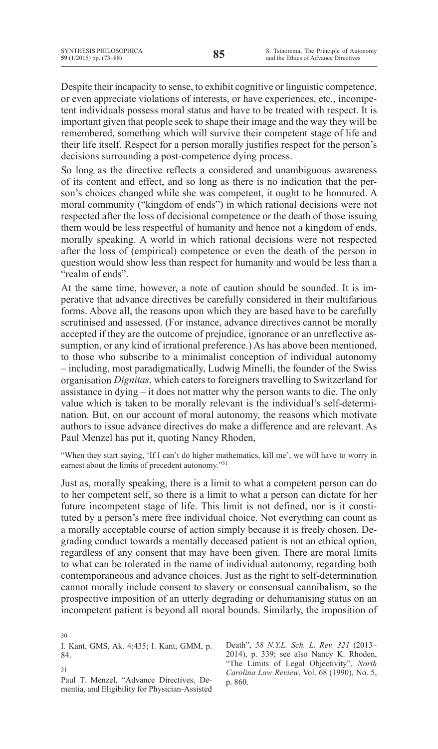Despite their incapacity to sense, to exhibit cognitive or linguistic competence, or even appreciate violations of interests, or have experiences, etc., incompetent individuals possess moral status and have to be treated with respect. It is important given that people seek to shape their image and the way they will be remembered, something which will survive their competent stage of life and their life itself. Respect for a person morally justifies respect for the person's decisions surrounding a post-competence dying process.

So long as the directive reflects a considered and unambiguous awareness of its content and effect, and so long as there is no indication that the person's choices changed while she was competent, it ought to be honoured. A moral community ("kingdom of ends") in which rational decisions were not respected after the loss of decisional competence or the death of those issuing them would be less respectful of humanity and hence not a kingdom of ends, morally speaking. A world in which rational decisions were not respected after the loss of (empirical) competence or even the death of the person in question would show less than respect for humanity and would be less than a "realm of ends".

At the same time, however, a note of caution should be sounded. It is imperative that advance directives be carefully considered in their multifarious forms. Above all, the reasons upon which they are based have to be carefully scrutinised and assessed. (For instance, advance directives cannot be morally accepted if they are the outcome of prejudice, ignorance or an unreflective assumption, or any kind of irrational preference.) As has above been mentioned, to those who subscribe to a minimalist conception of individual autonomy – including, most paradigmatically, Ludwig Minelli, the founder of the Swiss organisation *Dignitas*, which caters to foreigners travelling to Switzerland for assistance in dying – it does not matter why the person wants to die. The only value which is taken to be morally relevant is the individual's self-determination. But, on our account of moral autonomy, the reasons which motivate authors to issue advance directives do make a difference and are relevant. As Paul Menzel has put it, quoting Nancy Rhoden,

> "When they start saying, 'If I can't do higher mathematics, kill me', we will have to worry in earnest about the limits of precedent autonomy."[31]

Just as, morally speaking, there is a limit to what a competent person can do to her competent self, so there is a limit to what a person can dictate for her future incompetent stage of life. This limit is not defined, nor is it constituted by a person's mere free individual choice. Not everything can count as a morally acceptable course of action simply because it is freely chosen. Degrading conduct towards a mentally deceased patient is not an ethical option, regardless of any consent that may have been given. There are moral limits to what can be tolerated in the name of individual autonomy, regarding both contemporaneous and advance choices. Just as the right to self-determination cannot morally include consent to slavery or consensual cannibalism, so the prospective imposition of an utterly degrading or dehumanising status on an incompetent patient is beyond all moral bounds. Similarly, the imposition of

---

30
I. Kant, GMS, Ak. 4:435; I. Kant, GMM, p. 84.

31
Paul T. Menzel, "Advance Directives, Dementia, and Eligibility for Physician-Assisted Death", *58 N.Y.L. Sch. L. Rev. 321* (2013–2014), p. 339; see also Nancy K. Rhoden, "The Limits of Legal Objectivity", *North Carolina Law Review*, Vol. 68 (1990), No. 5, p. 860.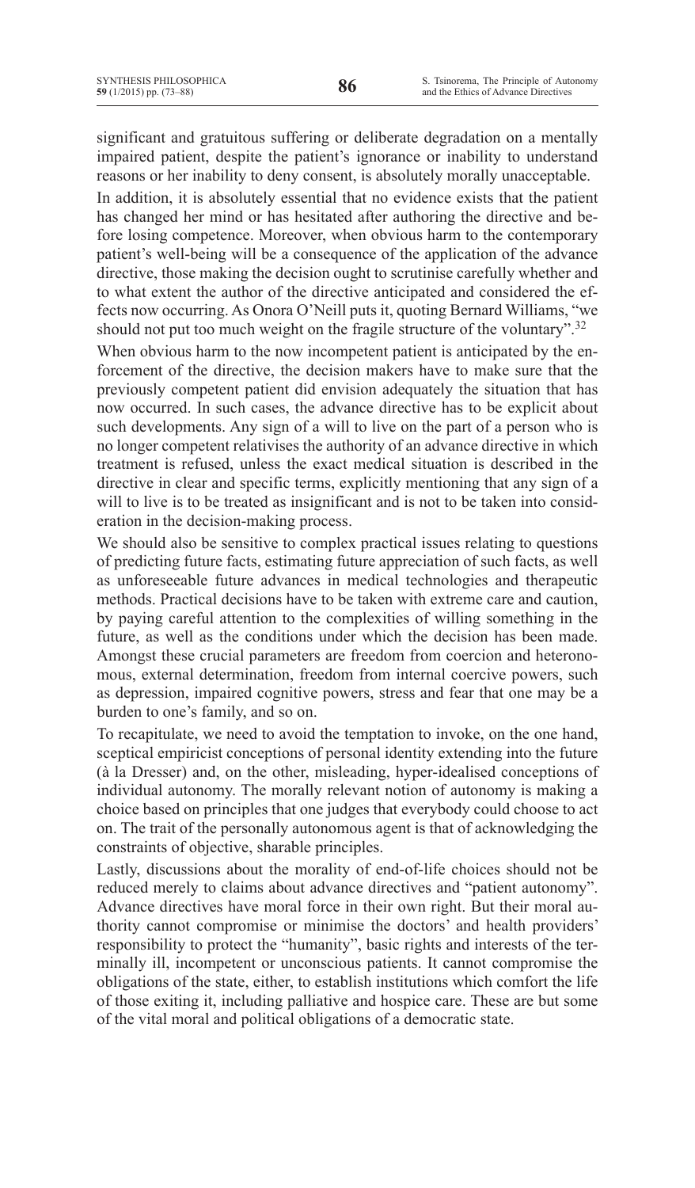significant and gratuitous suffering or deliberate degradation on a mentally impaired patient, despite the patient's ignorance or inability to understand reasons or her inability to deny consent, is absolutely morally unacceptable.

In addition, it is absolutely essential that no evidence exists that the patient has changed her mind or has hesitated after authoring the directive and before losing competence. Moreover, when obvious harm to the contemporary patient's well-being will be a consequence of the application of the advance directive, those making the decision ought to scrutinise carefully whether and to what extent the author of the directive anticipated and considered the effects now occurring. As Onora O'Neill puts it, quoting Bernard Williams, "we should not put too much weight on the fragile structure of the voluntary".[32]

When obvious harm to the now incompetent patient is anticipated by the enforcement of the directive, the decision makers have to make sure that the previously competent patient did envision adequately the situation that has now occurred. In such cases, the advance directive has to be explicit about such developments. Any sign of a will to live on the part of a person who is no longer competent relativises the authority of an advance directive in which treatment is refused, unless the exact medical situation is described in the directive in clear and specific terms, explicitly mentioning that any sign of a will to live is to be treated as insignificant and is not to be taken into consideration in the decision-making process.

We should also be sensitive to complex practical issues relating to questions of predicting future facts, estimating future appreciation of such facts, as well as unforeseeable future advances in medical technologies and therapeutic methods. Practical decisions have to be taken with extreme care and caution, by paying careful attention to the complexities of willing something in the future, as well as the conditions under which the decision has been made. Amongst these crucial parameters are freedom from coercion and heteronomous, external determination, freedom from internal coercive powers, such as depression, impaired cognitive powers, stress and fear that one may be a burden to one's family, and so on.

To recapitulate, we need to avoid the temptation to invoke, on the one hand, sceptical empiricist conceptions of personal identity extending into the future (à la Dresser) and, on the other, misleading, hyper-idealised conceptions of individual autonomy. The morally relevant notion of autonomy is making a choice based on principles that one judges that everybody could choose to act on. The trait of the personally autonomous agent is that of acknowledging the constraints of objective, sharable principles.

Lastly, discussions about the morality of end-of-life choices should not be reduced merely to claims about advance directives and "patient autonomy". Advance directives have moral force in their own right. But their moral authority cannot compromise or minimise the doctors' and health providers' responsibility to protect the "humanity", basic rights and interests of the terminally ill, incompetent or unconscious patients. It cannot compromise the obligations of the state, either, to establish institutions which comfort the life of those exiting it, including palliative and hospice care. These are but some of the vital moral and political obligations of a democratic state.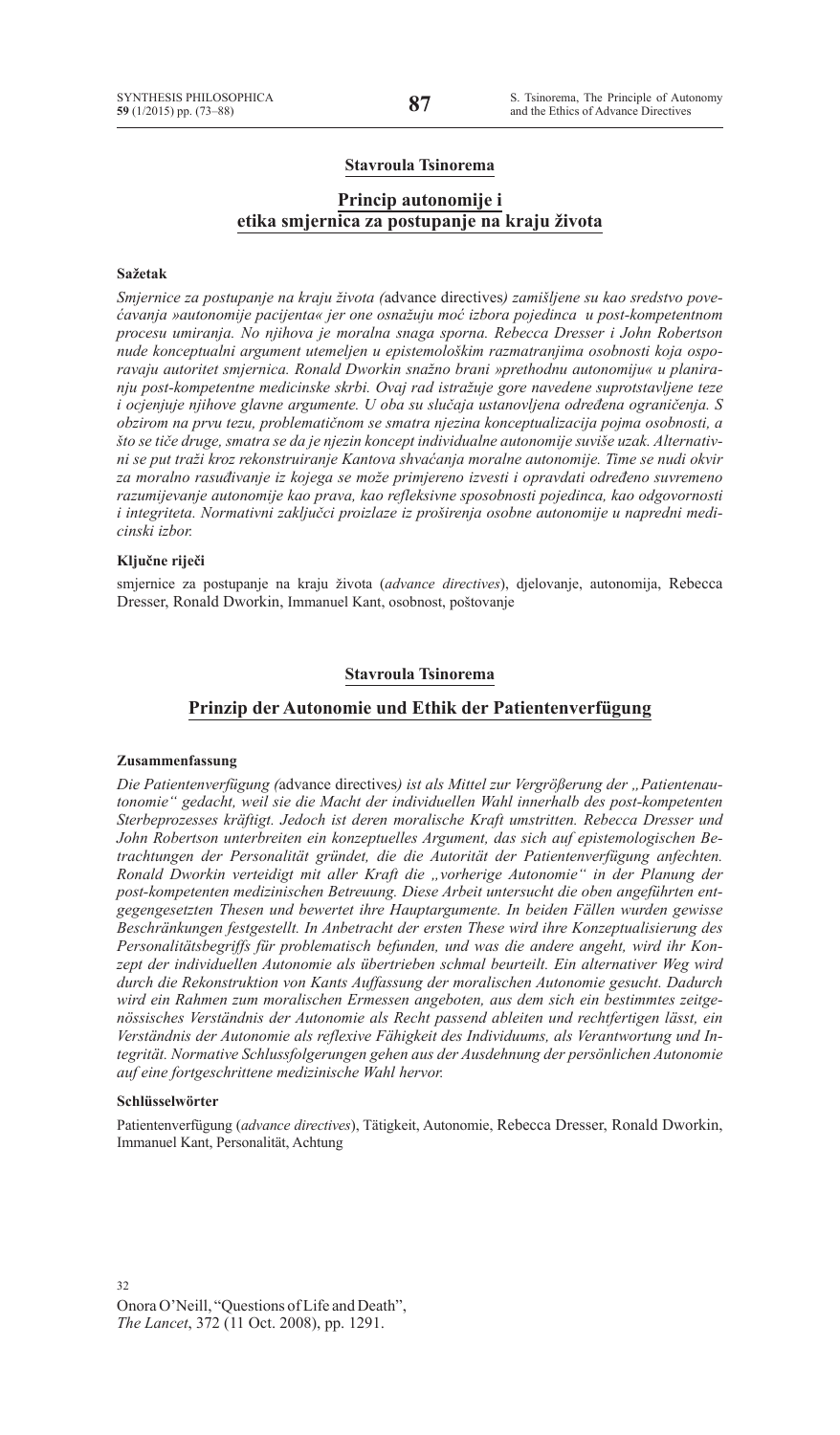**Stavroula Tsinorema**

## Princip autonomije i etika smjernica za postupanje na kraju života

### Sažetak

*Smjernice za postupanje na kraju života (*advance directives*) zamišljene su kao sredstvo povećavanja »autonomije pacijenta« jer one osnažuju moć izbora pojedinca u post-kompetentnom procesu umiranja. No njihova je moralna snaga sporna. Rebecca Dresser i John Robertson nude konceptualni argument utemeljen u epistemološkim razmatranjima osobnosti koja osporavaju autoritet smjernica. Ronald Dworkin snažno brani »prethodnu autonomiju« u planiranju post-kompetentne medicinske skrbi. Ovaj rad istražuje gore navedene suprotstavljene teze i ocjenjuje njihove glavne argumente. U oba su slučaja ustanovljena određena ograničenja. S obzirom na prvu tezu, problematičnom se smatra njezina konceptualizacija pojma osobnosti, a što se tiče druge, smatra se da je njezin koncept individualne autonomije suviše uzak. Alternativni se put traži kroz rekonstruiranje Kantova shvaćanja moralne autonomije. Time se nudi okvir za moralno rasuđivanje iz kojega se može primjereno izvesti i opravdati određeno suvremeno razumijevanje autonomije kao prava, kao refleksivne sposobnosti pojedinca, kao odgovornosti i integriteta. Normativni zaključci proizlaze iz proširenja osobne autonomije u napredni medicinski izbor.*

### Ključne riječi

smjernice za postupanje na kraju života (*advance directives*), djelovanje, autonomija, Rebecca Dresser, Ronald Dworkin, Immanuel Kant, osobnost, poštovanje

**Stavroula Tsinorema**

## Prinzip der Autonomie und Ethik der Patientenverfügung

### Zusammenfassung

*Die Patientenverfügung (*advance directives*) ist als Mittel zur Vergrößerung der „Patientenautonomie" gedacht, weil sie die Macht der individuellen Wahl innerhalb des post-kompetenten Sterbeprozesses kräftigt. Jedoch ist deren moralische Kraft umstritten. Rebecca Dresser und John Robertson unterbreiten ein konzeptuelles Argument, das sich auf epistemologischen Betrachtungen der Personalität gründet, die die Autorität der Patientenverfügung anfechten. Ronald Dworkin verteidigt mit aller Kraft die „vorherige Autonomie" in der Planung der post-kompetenten medizinischen Betreuung. Diese Arbeit untersucht die oben angeführten entgegengesetzten Thesen und bewertet ihre Hauptargumente. In beiden Fällen wurden gewisse Beschränkungen festgestellt. In Anbetracht der ersten These wird ihre Konzeptualisierung des Personalitätsbegriffs für problematisch befunden, und was die andere angeht, wird ihr Konzept der individuellen Autonomie als übertrieben schmal beurteilt. Ein alternativer Weg wird durch die Rekonstruktion von Kants Auffassung der moralischen Autonomie gesucht. Dadurch wird ein Rahmen zum moralischen Ermessen angeboten, aus dem sich ein bestimmtes zeitgenössisches Verständnis der Autonomie als Recht passend ableiten und rechtfertigen lässt, ein Verständnis der Autonomie als reflexive Fähigkeit des Individuums, als Verantwortung und Integrität. Normative Schlussfolgerungen gehen aus der Ausdehnung der persönlichen Autonomie auf eine fortgeschrittene medizinische Wahl hervor.*

### Schlüsselwörter

Patientenverfügung (*advance directives*), Tätigkeit, Autonomie, Rebecca Dresser, Ronald Dworkin, Immanuel Kant, Personalität, Achtung

[32] Onora O'Neill, "Questions of Life and Death", *The Lancet*, 372 (11 Oct. 2008), pp. 1291.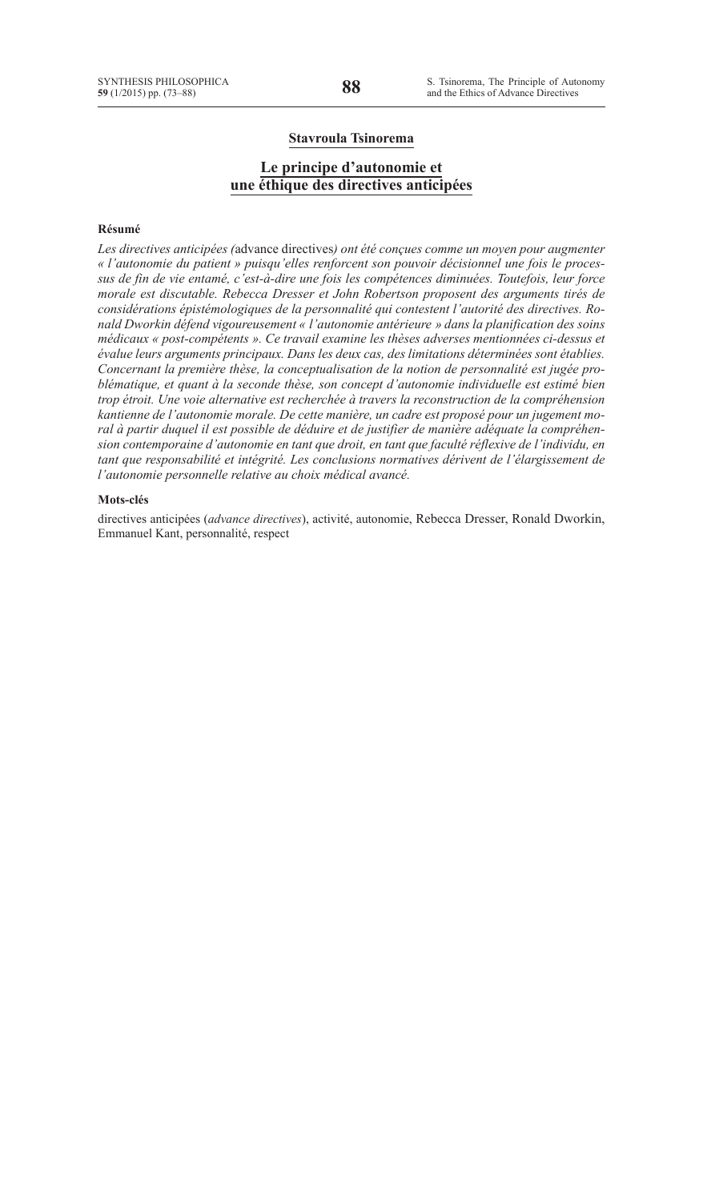**Stavroula Tsinorema**

## Le principe d'autonomie et une éthique des directives anticipées

### Résumé

*Les directives anticipées (*advance directives*) ont été conçues comme un moyen pour augmenter « l'autonomie du patient » puisqu'elles renforcent son pouvoir décisionnel une fois le processus de fin de vie entamé, c'est-à-dire une fois les compétences diminuées. Toutefois, leur force morale est discutable. Rebecca Dresser et John Robertson proposent des arguments tirés de considérations épistémologiques de la personnalité qui contestent l'autorité des directives. Ronald Dworkin défend vigoureusement « l'autonomie antérieure » dans la planification des soins médicaux « post-compétents ». Ce travail examine les thèses adverses mentionnées ci-dessus et évalue leurs arguments principaux. Dans les deux cas, des limitations déterminées sont établies. Concernant la première thèse, la conceptualisation de la notion de personnalité est jugée problématique, et quant à la seconde thèse, son concept d'autonomie individuelle est estimé bien trop étroit. Une voie alternative est recherchée à travers la reconstruction de la compréhension kantienne de l'autonomie morale. De cette manière, un cadre est proposé pour un jugement moral à partir duquel il est possible de déduire et de justifier de manière adéquate la compréhension contemporaine d'autonomie en tant que droit, en tant que faculté réflexive de l'individu, en tant que responsabilité et intégrité. Les conclusions normatives dérivent de l'élargissement de l'autonomie personnelle relative au choix médical avancé.*

### Mots-clés

directives anticipées (*advance directives*), activité, autonomie, Rebecca Dresser, Ronald Dworkin, Emmanuel Kant, personnalité, respect